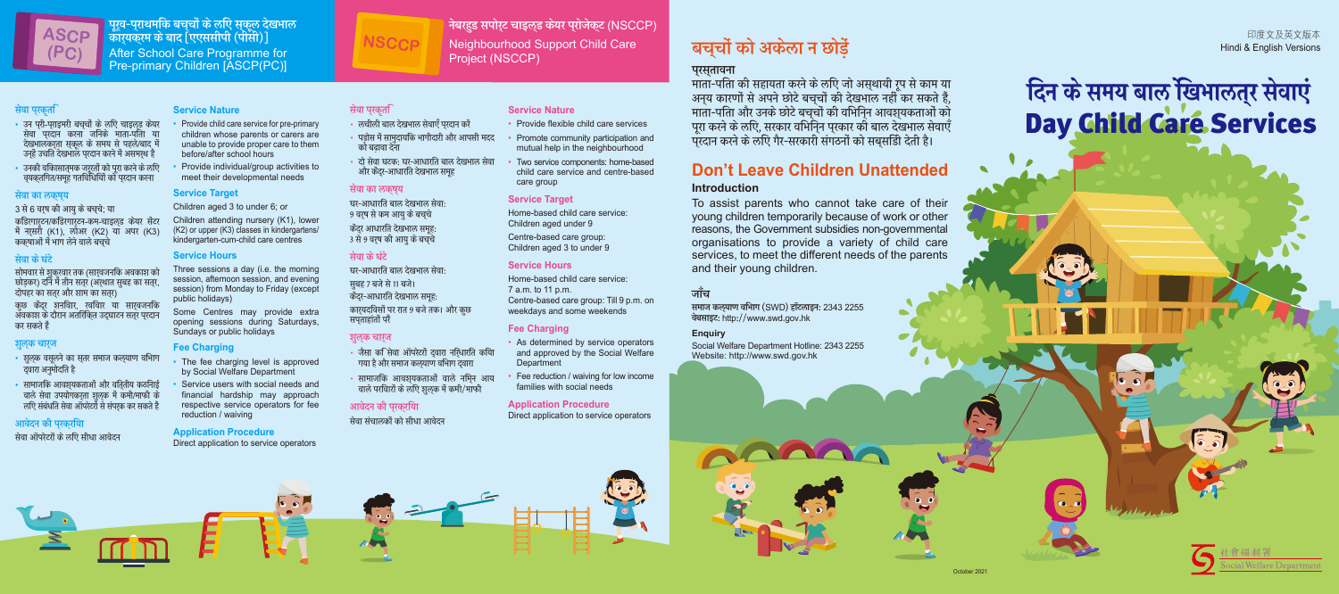印度文及英文版本
Hindi & English Versions

# दिन के समय बाल खिभालत्र सेवाएं
# Day Child Care Services

## बच्चों को अकेला न छोड़ें

### प्रस्तावना

माता-पिता की सहायता करने के लिए जो अस्थायी रूप से काम या अन्य कारणों से अपने छोटे बच्चों की देखभाल नहीं कर सकते हैं, माता-पिता और उनके छोटे बच्चों की विभिन्न आवश्यकताओं को पूरा करने के लिए, सरकार विभिन्न प्रकार की बाल देखभाल सेवाएँ प्रदान करने के लिए गैर-सरकारी संगठनों को सब्सिडी देती है।

## Don't Leave Children Unattended

### Introduction

To assist parents who cannot take care of their young children temporarily because of work or other reasons, the Government subsidies non-governmental organisations to provide a variety of child care services, to meet the different needs of the parents and their young children.

### जाँच

समाज कल्याण विभाग (SWD) हॉटलाइन: 2343 2255
वेबसाइट: http://www.swd.gov.hk

### Enquiry

Social Welfare Department Hotline: 2343 2255
Website: http://www.swd.gov.hk

## पूर्व-प्राथमिक बच्चों के लिए स्कूल देखभाल कार्यक्रम के बाद [एएससीपी (पीसी)]
## After School Care Programme for Pre-primary Children [ASCP(PC)]

### सेवा प्रकृति

- उन प्री-प्राइमरी बच्चों के लिए चाइल्ड केयर सेवा प्रदान करना जोकि माता-पिता या देखभालकर्ता स्कूल के समय से पहले/बाद में उन्हें उचित देखभाल प्रदान करने में असमर्थ है
- उनकी विकासात्मक जरूरतों को पूरा करने के लिए व्यक्तिगत/समूह गतिविधियाँ को प्रदान करना

### सेवा का लक्ष्य

3 से 6 वर्ष की आयु के बच्चे; या
किंडरगार्टन/किंडरगार्टन-कम-चाइल्ड केयर सेंटर में नर्सरी (K1), लोअर (K2) या अपर (K3) कक्षाओं में भाग लेने वाले बच्चे

### सेवा के घंटे

सोमवार से शुक्रवार तक (सार्वजनिक अवकाश को छोड़कर) दिन में तीन सत्र (अर्थात सुबह का सत्र, दोपहर का सत्र और शाम का सत्र)
कुछ केंद्र शनिवार, रविवार या सार्वजनिक अवकाश के दौरान अतिरिक्त उद्घाटन सत्र प्रदान कर सकते हैं

### शुल्क चार्ज

- शुल्क वसूलने का स्तर समाज कल्याण विभाग द्वारा अनुमोदित है
- सामाजिक आवश्यकताओं और वित्तीय कठिनाई वाले सेवा उपयोगकर्ता शुल्क में कमी/माफी के लिए संबंधित सेवा ऑपरेटरों से संपर्क कर सकते हैं

### आवेदन की प्रक्रिया

सेवा ऑपरेटरों के लिए सीधा आवेदन

### Service Nature

- Provide child care service for pre-primary children whose parents or carers are unable to provide proper care to them before/after school hours
- Provide individual/group activities to meet their developmental needs

### Service Target

Children aged 3 to under 6; or
Children attending nursery (K1), lower (K2) or upper (K3) classes in kindergartens/ kindergarten-cum-child care centres

### Service Hours

Three sessions a day (i.e. the morning session, afternoon session, and evening session) from Monday to Friday (except public holidays)
Some Centres may provide extra opening sessions during Saturdays, Sundays or public holidays

### Fee Charging

- The fee charging level is approved by Social Welfare Department
- Service users with social needs and financial hardship may approach respective service operators for fee reduction / waiving

### Application Procedure

Direct application to service operators

## नेबरहुड सपोर्ट चाइल्ड केयर प्रोजेक्ट (NSCCP)
## Neighbourhood Support Child Care Project (NSCCP)

### सेवा प्रकृति

- लचीली बाल देखभाल सेवाएँ प्रदान करें
- पड़ोस में सामुदायिक भागीदारी और आपसी मदद को बढ़ावा देना
- दो सेवा घटक: घर-आधारित बाल देखभाल सेवा और केंद्र-आधारित देखभाल समूह

### सेवा का लक्ष्य

घर-आधारित बाल देखभाल सेवा:
9 वर्ष से कम आयु के बच्चे
केंद्र आधारित देखभाल समूह:
3 से 9 वर्ष की आयु के बच्चे

### सेवा के घंटे

घर-आधारित बाल देखभाल सेवा:
सुबह 7 बजे से 11 बजे।
केंद्र-आधारित देखभाल समूह:
कार्यदिवसों पर रात 9 बजे तक। और कुछ सप्ताहांतों पर

### शुल्क चार्ज

- जैसा कि सेवा ऑपरेटरों द्वारा निर्धारित किया गया है और समाज कल्याण विभाग द्वारा
- सामाजिक आवश्यकताओं वाले निम्न आय वाले परिवारों के लिए शुल्क में कमी/माफी

### आवेदन की प्रक्रिया

सेवा संचालकों को सीधा आवेदन

### Service Nature

- Provide flexible child care services
- Promote community participation and mutual help in the neighbourhood
- Two service components: home-based child care service and centre-based care group

### Service Target

Home-based child care service:
Children aged under 9
Centre-based care group:
Children aged 3 to under 9

### Service Hours

Home-based child care service:
7 a.m. to 11 p.m.
Centre-based care group: Till 9 p.m. on weekdays and some weekends

### Fee Charging

- As determined by service operators and approved by the Social Welfare Department
- Fee reduction / waiving for low income families with social needs

### Application Procedure

Direct application to service operators

社會福利署
Social Welfare Department

October 2021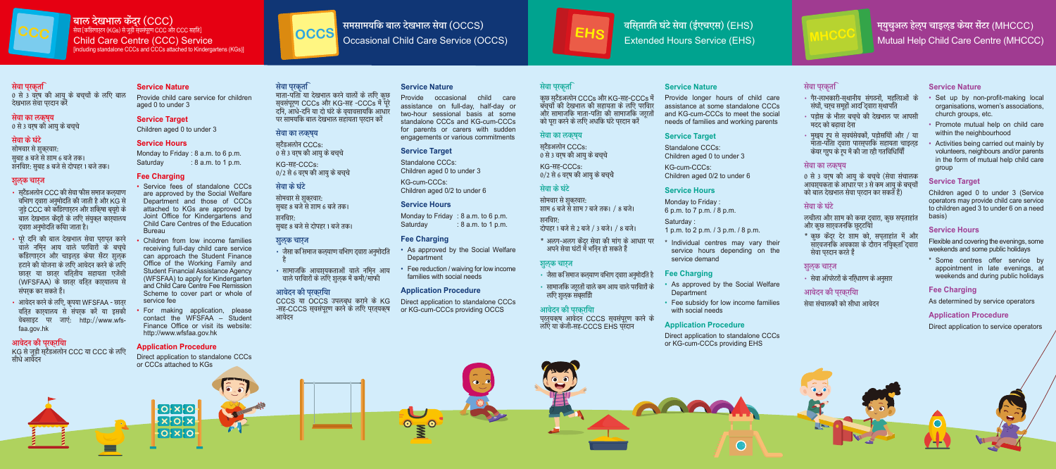# बाल देखभाल केंद्र (CCC)

सेवा (किंडरगार्टन (KGs) से जुड़े सुसमृद्ध CCC और CCC सहित)

# Child Care Centre (CCC) Service

[including standalone CCCs and CCCs attached to Kindergartens (KGs)]

## सेवा प्रकृति

0 से 3 वर्ष की आयु के बच्चों के लिए बाल देखभाल सेवा प्रदान करें

## सेवा का लक्ष्य

0 से 3 वर्ष की आयु के बच्चे

## सेवा के घंटे

सोमवार से शुक्रवार:
सुबह 8 बजे से शाम 6 बजे तक।
शनिवार: सुबह 8 बजे से दोपहर 1 बजे तक।

## शुल्क चार्ज

- स्टैंडअलोन CCC की सेवा फीस समाज कल्याण विभाग द्वारा अनुमोदित की जाती है और KG से जुड़े CCC को किंडरगार्टन और शिक्षा ब्यूरो के बाल देखभाल केंद्रों के लिए संयुक्त कार्यालय द्वारा अनुमोदित किया जाता है।
- पूरे दिन की बाल देखभाल सेवा प्राप्त करने वाले निम्न आय वाले परिवारों के बच्चे किंडरगार्टन और चाइल्ड केयर सेंटर शुल्क हटाने की योजना के लिए आवेदन करने के लिए छात्र या छात्र वित्तीय सहायता एजेंसी (WFSFAA) के छात्र वित्त कार्यालय से संपर्क कर सकते हैं।
- आवेदन करने के लिए, कृपया WFSFAA - छात्र वित्त कार्यालय से संपर्क करें या इसकी वेबसाइट पर जाएं: http://www.wfs-faa.gov.hk

## आवेदन की प्रक्रिया

KG से जुड़ी स्टैंडअलोन CCC या CCC के लिए सीधे आवेदन

## Service Nature

Provide child care service for children aged 0 to under 3

## Service Target

Children aged 0 to under 3

## Service Hours

Monday to Friday : 8 a.m. to 6 p.m.
Saturday : 8 a.m. to 1 p.m.

## Fee Charging

- Service fees of standalone CCCs are approved by the Social Welfare Department and those of CCCs attached to KGs are approved by Joint Office for Kindergartens and Child Care Centres of the Education Bureau
- Children from low income families receiving full-day child care service can approach the Student Finance Office of the Working Family and Student Financial Assistance Agency (WFSFAA) to apply for Kindergarten and Child Care Centre Fee Remission Scheme to cover part or whole of service fee
- For making application, please contact the WFSFAA – Student Finance Office or visit its website: http://www.wfsfaa.gov.hk

## Application Procedure

Direct application to standalone CCCs or CCCs attached to KGs

# समसामयिक बाल देखभाल सेवा (OCCS)

# Occasional Child Care Service (OCCS)

## सेवा प्रकृति

माता-पिता या देखभाल करने वालों के लिए कुछ स्वसंपूर्ण CCCs और KG-सह -CCCs में पूरे दिन, आधे-दिन या दो घंटे के व्यावसायिक आधार पर सामयिक बाल देखभाल सहायता प्रदान करें

## सेवा का लक्ष्य

स्टैंडअलोन CCCs:
0 से 3 वर्ष की आयु के बच्चे

KG-सह-CCCs:
0/2 से 6 वर्ष की आयु के बच्चे

## सेवा के घंटे

सोमवार से शुक्रवार:
सुबह 8 बजे से शाम 6 बजे तक।

शनिवार:
सुबह 8 बजे से दोपहर 1 बजे तक।

## शुल्क चार्ज

- जैसा कि समाज कल्याण विभाग द्वारा अनुमोदित है
- सामाजिक आवश्यकताओं वाले निम्न आय वाले परिवारों के लिए शुल्क में कमी/माफी

## आवेदन की प्रक्रिया

CCCS या OCCS उपलब्ध कराने के KG -सह-CCCS स्वसंपूर्ण करने के लिए प्रत्यक्ष आवेदन

## Service Nature

Provide occasional child care assistance on full-day, half-day or two-hour sessional basis at some standalone CCCs and KG-cum-CCCs for parents or carers with sudden engagements or various commitments

## Service Target

Standalone CCCs:
Children aged 0 to under 3

KG-cum-CCCs:
Children aged 0/2 to under 6

## Service Hours

Monday to Friday : 8 a.m. to 6 p.m.
Saturday : 8 a.m. to 1 p.m.

## Fee Charging

- As approved by the Social Welfare Department
- Fee reduction / waiving for low income families with social needs

## Application Procedure

Direct application to standalone CCCs or KG-cum-CCCs providing OCCS

# विस्तारित घंटे सेवा (ईएचएस) (EHS)

# Extended Hours Service (EHS)

## सेवा प्रकृति

कुछ स्टैंडअलोन CCCs और KG-सह-CCCs में बच्चों की देखभाल की सहायता के लिए परिवार और सामाजिक माता-पिता की सामाजिक जरूरतों को पूरा करने के लिए अधिक घंटे प्रदान करें

## सेवा का लक्ष्य

स्टैंडअलोन CCCs:
0 से 3 वर्ष की आयु के बच्चे

KG-सह-CCCs:
0/2 से 6 वर्ष की आयु के बच्चे

## सेवा के घंटे

सोमवार से शुक्रवार:
शाम 6 बजे से शाम 7 बजे तक। / 8 बजे।

शनिवार:
दोपहर 1 बजे से 2 बजे / 3 बजे। / 8 बजे।

\* अलग-अलग केंद्र सेवा की मांग के आधार पर अपने सेवा घंटों में भिन्न हो सकते हैं

## शुल्क चार्ज

- जैसा कि समाज कल्याण विभाग द्वारा अनुमोदित है
- सामाजिक जरूरतों वाले कम आय वाले परिवारों के लिए शुल्क सब्सिडी

## आवेदन की प्रक्रिया

प्रत्यक्ष आवेदन CCCS स्वसंपूर्ण करने के लिए या केजी-सह-CCCS EHS प्रदान

## Service Nature

Provide longer hours of child care assistance at some standalone CCCs and KG-cum-CCCs to meet the social needs of families and working parents

## Service Target

Standalone CCCs:
Children aged 0 to under 3

KG-cum-CCCs:
Children aged 0/2 to under 6

## Service Hours

Monday to Friday :
6 p.m. to 7 p.m. / 8 p.m.

Saturday :
1 p.m. to 2 p.m. / 3 p.m. / 8 p.m.

\* Individual centres may vary their service hours depending on the service demand

## Fee Charging

- As approved by the Social Welfare Department
- Fee subsidy for low income families with social needs

## Application Procedure

Direct application to standalone CCCs or KG-cum-CCCs providing EHS

# म्युचुअल हेल्प चाइल्ड केयर सेंटर (MHCCC)

# Mutual Help Child Care Centre (MHCCC)

## सेवा प्रकृति

- गैर-लाभकारी-स्थानीय संगठनों, महिलाओं के संघों, चर्च समूहों आदि द्वारा स्थापित
- पड़ोस के भीतर बच्चे की देखभाल पर आपसी मदद को बढ़ावा देना
- मुख्य रूप से स्वयंसेवकों, पड़ोसियों और / या माता-पिता द्वारा पारस्परिक सहायता चाइल्ड केयर ग्रुप के रूप में की जा रही गतिविधियाँ

## सेवा का लक्ष्य

0 से 3 वर्ष की आयु के बच्चे (सेवा संचालक आवश्यकता के आधार पर 3 से 6 कम आयु के बच्चों को बाल देखभाल सेवा प्रदान कर सकते हैं)

## सेवा के घंटे

लचीला और शाम को कवर द्वारा, कुछ सप्ताहांत और कुछ सार्वजनिक छुट्टियाँ

\* कुछ केंद्र देर शाम को, सप्ताहांत में और सार्वजनिक अवकाश के दौरान नियुक्ति द्वारा सेवा प्रदान करते हैं

## शुल्क चार्ज

- सेवा ऑपरेटरों के निर्धारण के अनुसार

## आवेदन की प्रक्रिया

सेवा संचालकों को सीधा आवेदन

## Service Nature

- Set up by non-profit-making local organisations, women's associations, church groups, etc.
- Promote mutual help on child care within the neighbourhood
- Activities being carried out mainly by volunteers, neighbours and/or parents in the form of mutual help child care group

## Service Target

Children aged 0 to under 3 (Service operators may provide child care service to children aged 3 to under 6 on a need basis)

## Service Hours

Flexible and covering the evenings, some weekends and some public holidays

\* Some centres offer service by appointment in late evenings, at weekends and during public holidays

## Fee Charging

As determined by service operators

## Application Procedure

Direct application to service operators